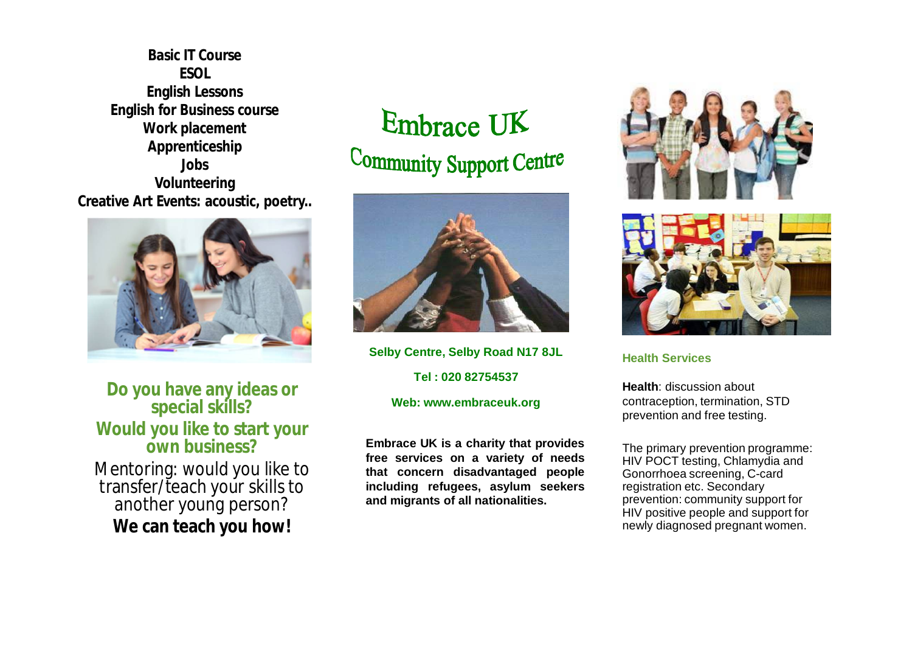**Basic IT Course**
**ESOL**
**English Lessons**
**English for Business course**
**Work placement**
**Apprenticeship**
**Jobs**
**Volunteering**
**Creative Art Events: acoustic, poetry..**

## Do you have any ideas or special skills?

## Would you like to start your own business?

Mentoring: would you like to transfer/teach your skills to another young person?

**We can teach you how!**

# Embrace UK

## Community Support Centre

**Selby Centre, Selby Road N17 8JL**

**Tel : 020 82754537**

**Web: www.embraceuk.org**

**Embrace UK is a charity that provides free services on a variety of needs that concern disadvantaged people including refugees, asylum seekers and migrants of all nationalities.**

### Health Services

**Health**: discussion about contraception, termination, STD prevention and free testing.

The primary prevention programme: HIV POCT testing, Chlamydia and Gonorrhoea screening, C-card registration etc. Secondary prevention: community support for HIV positive people and support for newly diagnosed pregnant women.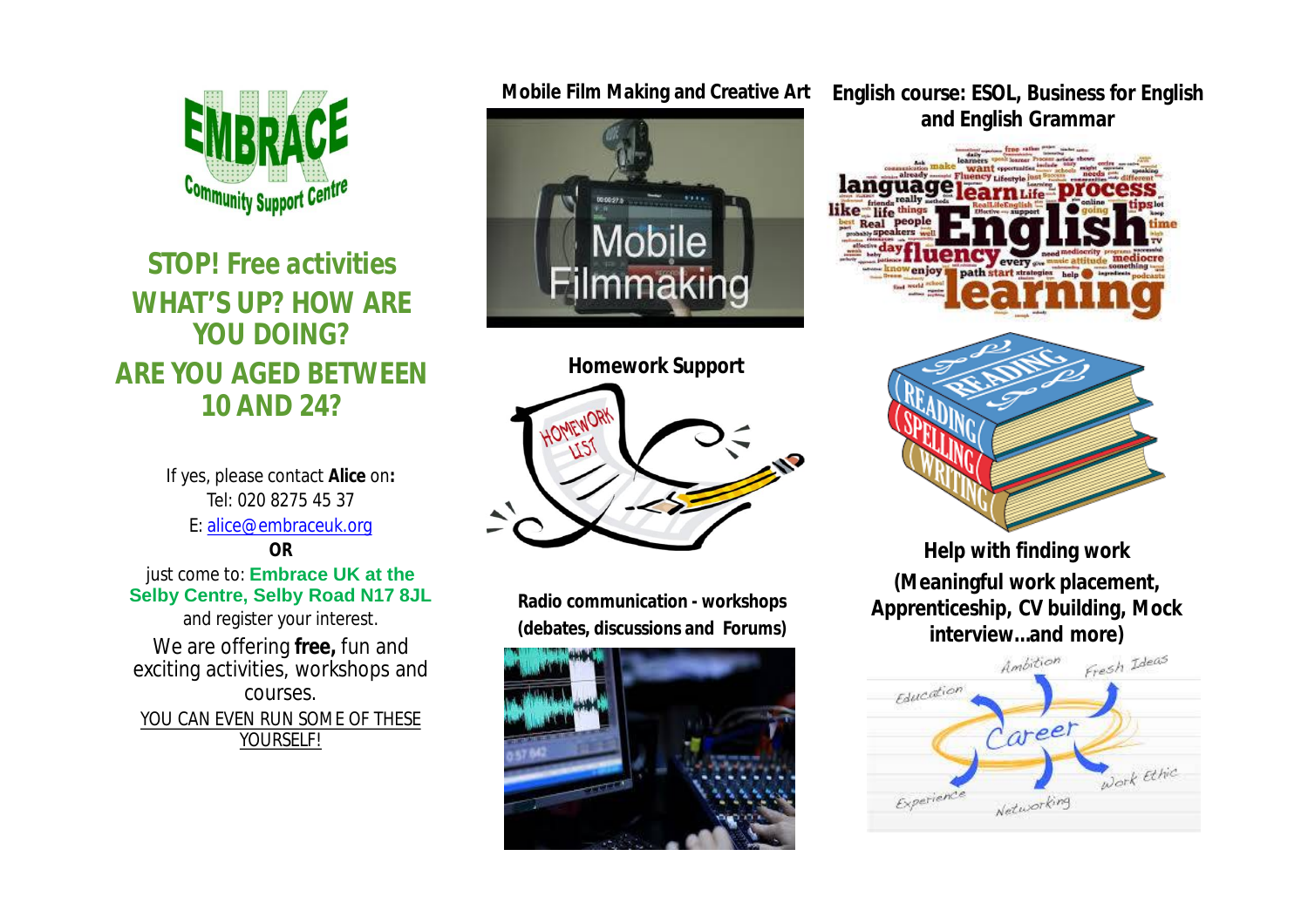EMBRACE UK

Community Support Centre

## STOP! Free activities

## WHAT'S UP? HOW ARE YOU DOING?

## ARE YOU AGED BETWEEN 10 AND 24?

If yes, please contact **Alice** on**:**
Tel: 020 8275 45 37
E: alice@embraceuk.org

**OR**

just come to: **Embrace UK at the Selby Centre, Selby Road N17 8JL** and register your interest.

We are offering **free,** fun and exciting activities, workshops and courses.

YOU CAN EVEN RUN SOME OF THESE YOURSELF!

**Mobile Film Making and Creative Art**

**Homework Support**

**Radio communication - workshops (debates, discussions and Forums)**

**English course: ESOL, Business for English and English Grammar**

**Help with finding work (Meaningful work placement, Apprenticeship, CV building, Mock interview...and more)**